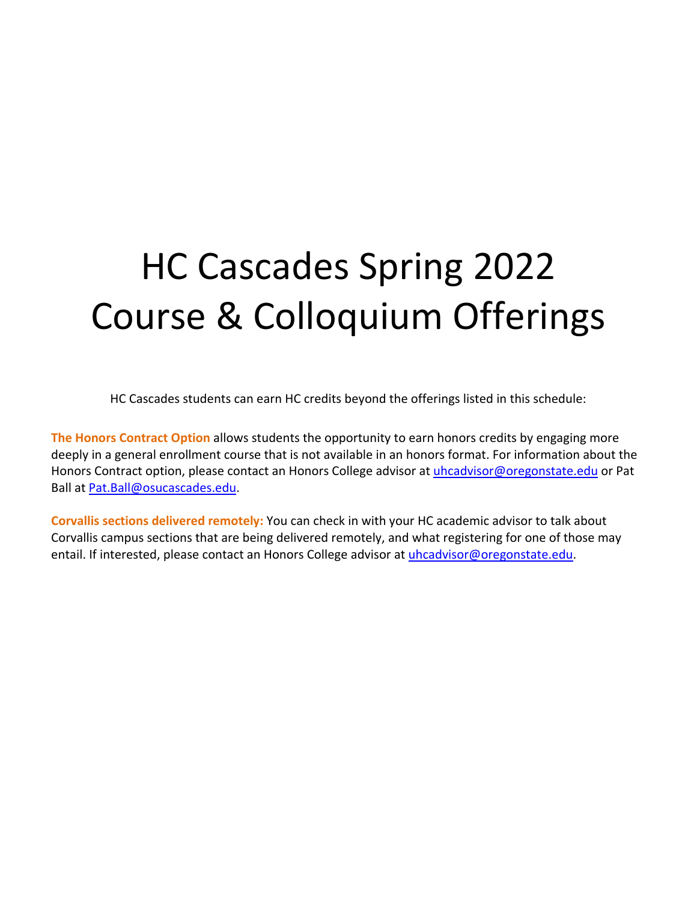# HC Cascades Spring 2022 Course & Colloquium Offerings

HC Cascades students can earn HC credits beyond the offerings listed in this schedule:

**The Honors Contract Option** allows students the opportunity to earn honors credits by engaging more deeply in a general enrollment course that is not available in an honors format. For information about the Honors Contract option, please contact an Honors College advisor at uhcadvisor@oregonstate.edu or Pat Ball at Pat.Ball@osucascades.edu.

**Corvallis sections delivered remotely:** You can check in with your HC academic advisor to talk about Corvallis campus sections that are being delivered remotely, and what registering for one of those may entail. If interested, please contact an Honors College advisor at uhcadvisor@oregonstate.edu.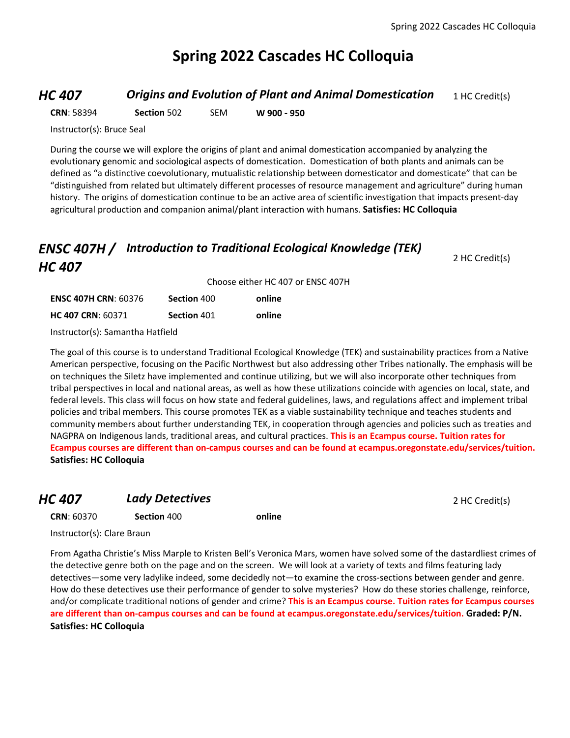# Spring 2022 Cascades HC Colloquia

## *HC 407* — *Origins and Evolution of Plant and Animal Domestication*

1 HC Credit(s)

**CRN**: 58394 **Section** 502 SEM **W 900 - 950**

Instructor(s): Bruce Seal

During the course we will explore the origins of plant and animal domestication accompanied by analyzing the evolutionary genomic and sociological aspects of domestication. Domestication of both plants and animals can be defined as "a distinctive coevolutionary, mutualistic relationship between domesticator and domesticate" that can be "distinguished from related but ultimately different processes of resource management and agriculture" during human history. The origins of domestication continue to be an active area of scientific investigation that impacts present-day agricultural production and companion animal/plant interaction with humans. **Satisfies: HC Colloquia**

## *ENSC 407H / HC 407* — *Introduction to Traditional Ecological Knowledge (TEK)*

2 HC Credit(s)

Choose either HC 407 or ENSC 407H

| | | |
|---|---|---|
| **ENSC 407H CRN**: 60376 | **Section** 400 | **online** |
| **HC 407 CRN**: 60371 | **Section** 401 | **online** |

Instructor(s): Samantha Hatfield

The goal of this course is to understand Traditional Ecological Knowledge (TEK) and sustainability practices from a Native American perspective, focusing on the Pacific Northwest but also addressing other Tribes nationally. The emphasis will be on techniques the Siletz have implemented and continue utilizing, but we will also incorporate other techniques from tribal perspectives in local and national areas, as well as how these utilizations coincide with agencies on local, state, and federal levels. This class will focus on how state and federal guidelines, laws, and regulations affect and implement tribal policies and tribal members. This course promotes TEK as a viable sustainability technique and teaches students and community members about further understanding TEK, in cooperation through agencies and policies such as treaties and NAGPRA on Indigenous lands, traditional areas, and cultural practices. **This is an Ecampus course. Tuition rates for Ecampus courses are different than on-campus courses and can be found at ecampus.oregonstate.edu/services/tuition.** **Satisfies: HC Colloquia**

## *HC 407* — *Lady Detectives*

2 HC Credit(s)

**CRN**: 60370 **Section** 400 **online**

Instructor(s): Clare Braun

From Agatha Christie's Miss Marple to Kristen Bell's Veronica Mars, women have solved some of the dastardliest crimes of the detective genre both on the page and on the screen. We will look at a variety of texts and films featuring lady detectives—some very ladylike indeed, some decidedly not—to examine the cross-sections between gender and genre. How do these detectives use their performance of gender to solve mysteries? How do these stories challenge, reinforce, and/or complicate traditional notions of gender and crime? **This is an Ecampus course. Tuition rates for Ecampus courses are different than on-campus courses and can be found at ecampus.oregonstate.edu/services/tuition.** **Graded: P/N.** **Satisfies: HC Colloquia**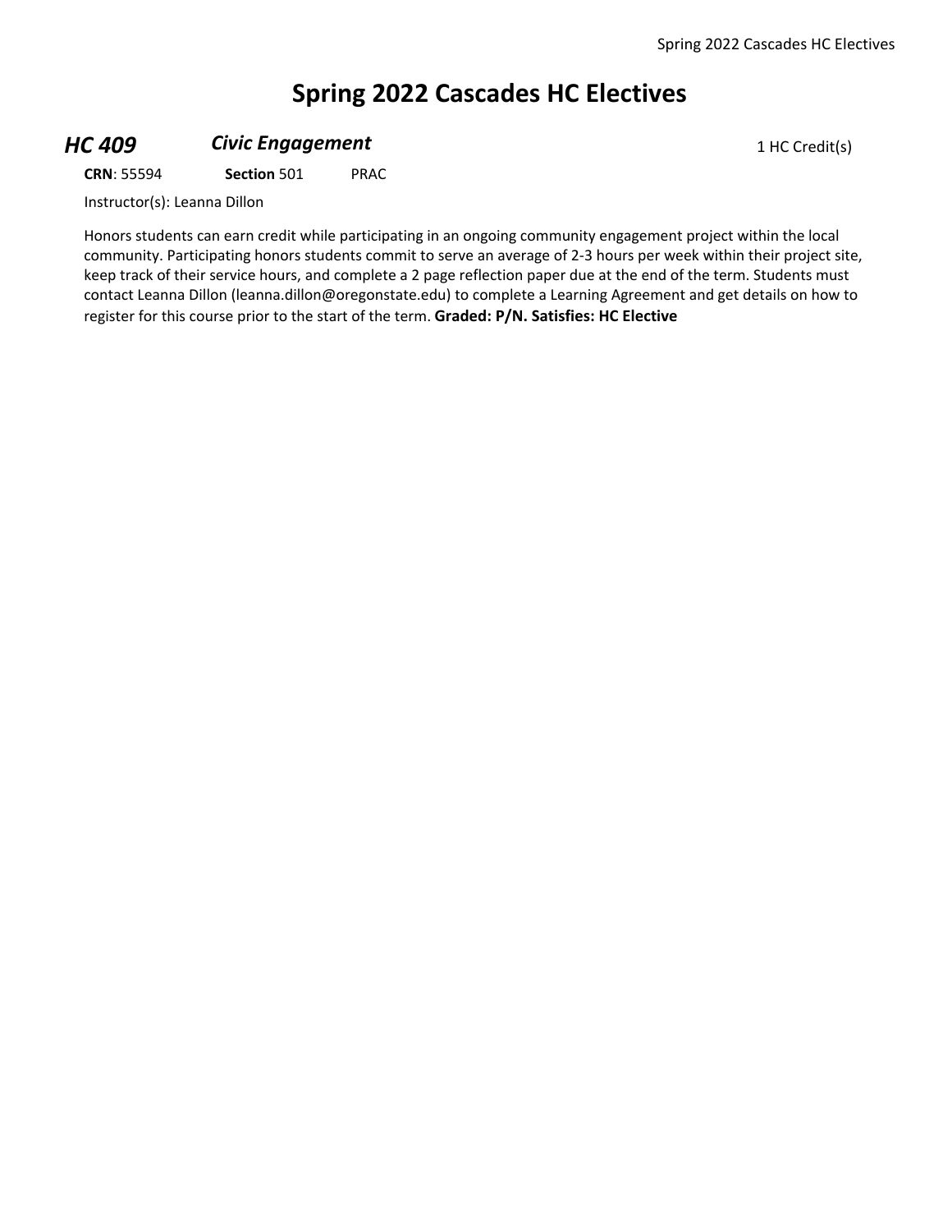# Spring 2022 Cascades HC Electives

### ***HC 409*** ***Civic Engagement***

1 HC Credit(s)

**CRN**: 55594 **Section** 501 PRAC

Instructor(s): Leanna Dillon

Honors students can earn credit while participating in an ongoing community engagement project within the local community. Participating honors students commit to serve an average of 2-3 hours per week within their project site, keep track of their service hours, and complete a 2 page reflection paper due at the end of the term. Students must contact Leanna Dillon (leanna.dillon@oregonstate.edu) to complete a Learning Agreement and get details on how to register for this course prior to the start of the term. **Graded: P/N. Satisfies: HC Elective**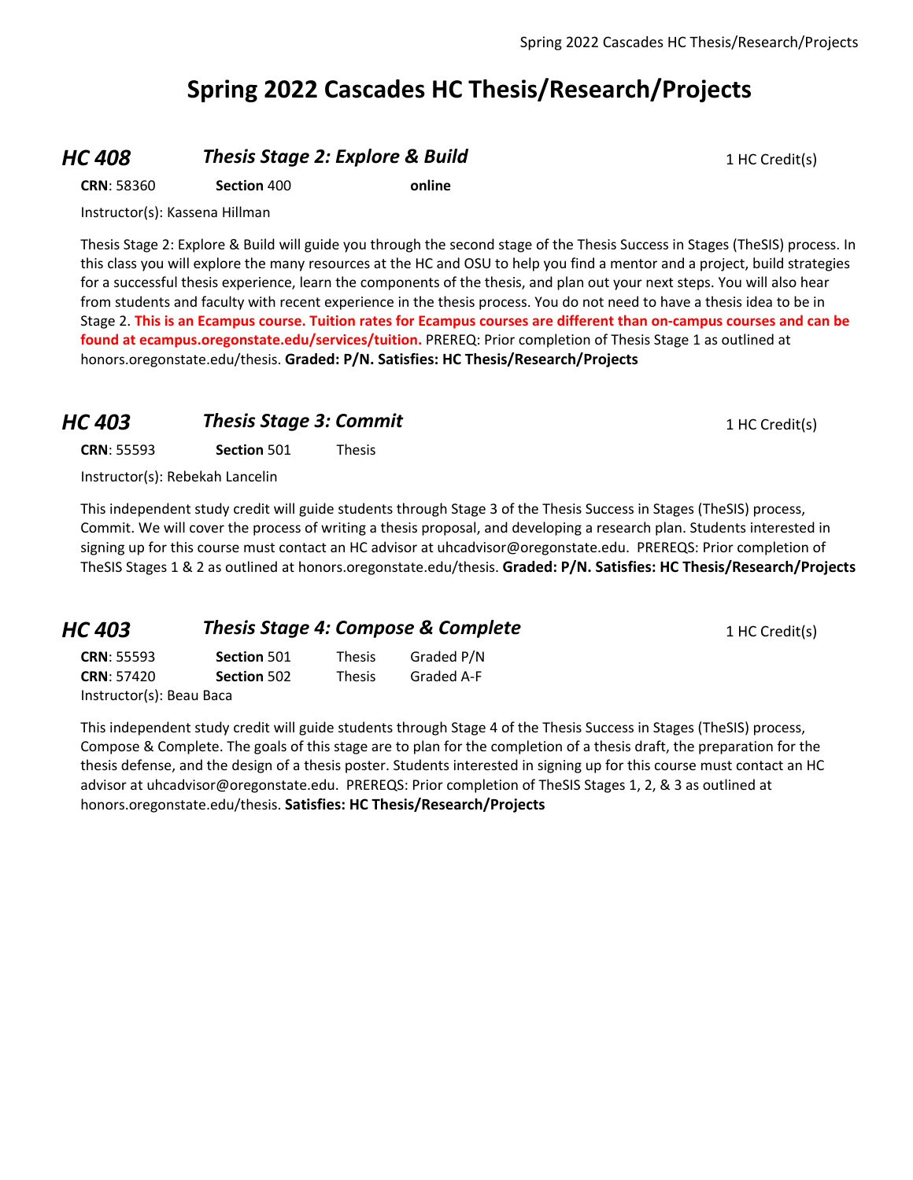# Spring 2022 Cascades HC Thesis/Research/Projects

## *HC 408* *Thesis Stage 2: Explore & Build*

1 HC Credit(s)

**CRN**: 58360 **Section** 400 **online**

Instructor(s): Kassena Hillman

Thesis Stage 2: Explore & Build will guide you through the second stage of the Thesis Success in Stages (TheSIS) process. In this class you will explore the many resources at the HC and OSU to help you find a mentor and a project, build strategies for a successful thesis experience, learn the components of the thesis, and plan out your next steps. You will also hear from students and faculty with recent experience in the thesis process. You do not need to have a thesis idea to be in Stage 2. **This is an Ecampus course. Tuition rates for Ecampus courses are different than on-campus courses and can be found at ecampus.oregonstate.edu/services/tuition.** PREREQ: Prior completion of Thesis Stage 1 as outlined at honors.oregonstate.edu/thesis. **Graded: P/N. Satisfies: HC Thesis/Research/Projects**

## *HC 403* *Thesis Stage 3: Commit*

1 HC Credit(s)

**CRN**: 55593 **Section** 501 Thesis

Instructor(s): Rebekah Lancelin

This independent study credit will guide students through Stage 3 of the Thesis Success in Stages (TheSIS) process, Commit. We will cover the process of writing a thesis proposal, and developing a research plan. Students interested in signing up for this course must contact an HC advisor at uhcadvisor@oregonstate.edu. PREREQS: Prior completion of TheSIS Stages 1 & 2 as outlined at honors.oregonstate.edu/thesis. **Graded: P/N. Satisfies: HC Thesis/Research/Projects**

## *HC 403* *Thesis Stage 4: Compose & Complete*

1 HC Credit(s)

**CRN**: 55593 **Section** 501 Thesis Graded P/N
**CRN**: 57420 **Section** 502 Thesis Graded A-F

Instructor(s): Beau Baca

This independent study credit will guide students through Stage 4 of the Thesis Success in Stages (TheSIS) process, Compose & Complete. The goals of this stage are to plan for the completion of a thesis draft, the preparation for the thesis defense, and the design of a thesis poster. Students interested in signing up for this course must contact an HC advisor at uhcadvisor@oregonstate.edu. PREREQS: Prior completion of TheSIS Stages 1, 2, & 3 as outlined at honors.oregonstate.edu/thesis. **Satisfies: HC Thesis/Research/Projects**